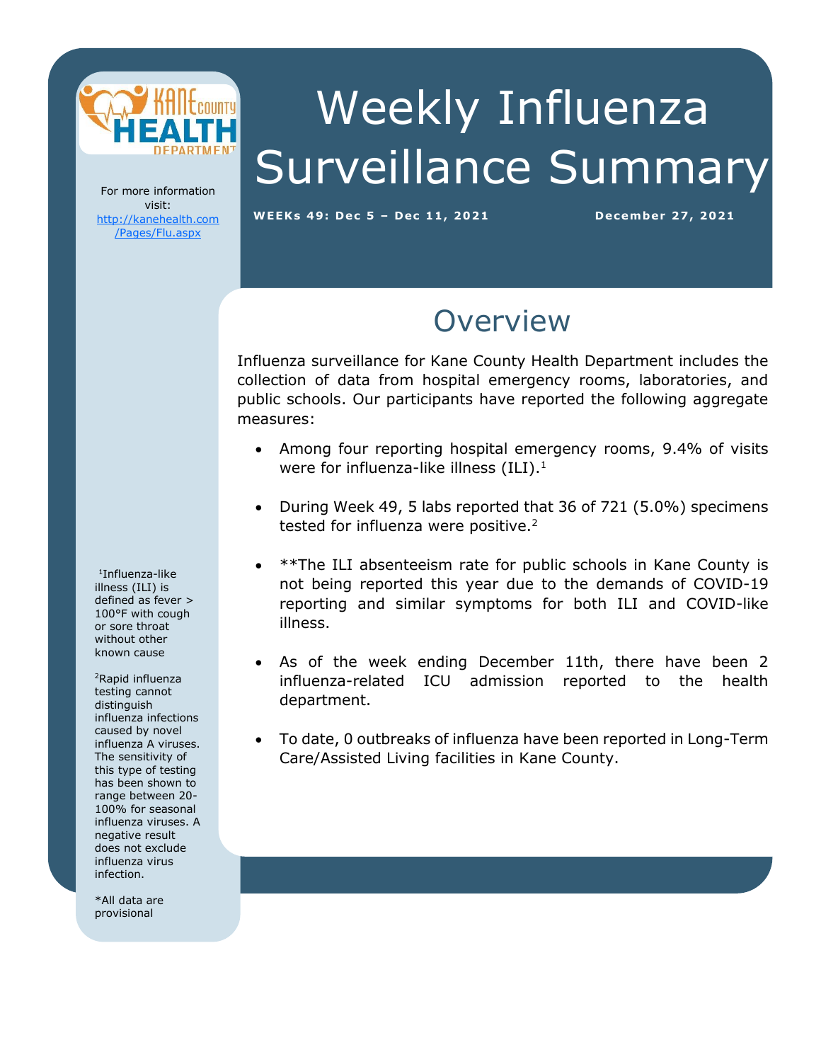# Weekly Influenza Surveillance Summary

**WEEKs 49: Dec 5 – Dec 11, 2021**

**December 27, 2021**

For more information visit: http://kanehealth.com/Pages/Flu.aspx

## Overview

Influenza surveillance for Kane County Health Department includes the collection of data from hospital emergency rooms, laboratories, and public schools. Our participants have reported the following aggregate measures:

- Among four reporting hospital emergency rooms, 9.4% of visits were for influenza-like illness (ILI).[1]
- During Week 49, 5 labs reported that 36 of 721 (5.0%) specimens tested for influenza were positive.[2]
- **The ILI absenteeism rate for public schools in Kane County is not being reported this year due to the demands of COVID-19 reporting and similar symptoms for both ILI and COVID-like illness.
- As of the week ending December 11th, there have been 2 influenza-related ICU admission reported to the health department.
- To date, 0 outbreaks of influenza have been reported in Long-Term Care/Assisted Living facilities in Kane County.

[1]Influenza-like illness (ILI) is defined as fever > 100°F with cough or sore throat without other known cause

[2]Rapid influenza testing cannot distinguish influenza infections caused by novel influenza A viruses. The sensitivity of this type of testing has been shown to range between 20-100% for seasonal influenza viruses. A negative result does not exclude influenza virus infection.

*All data are provisional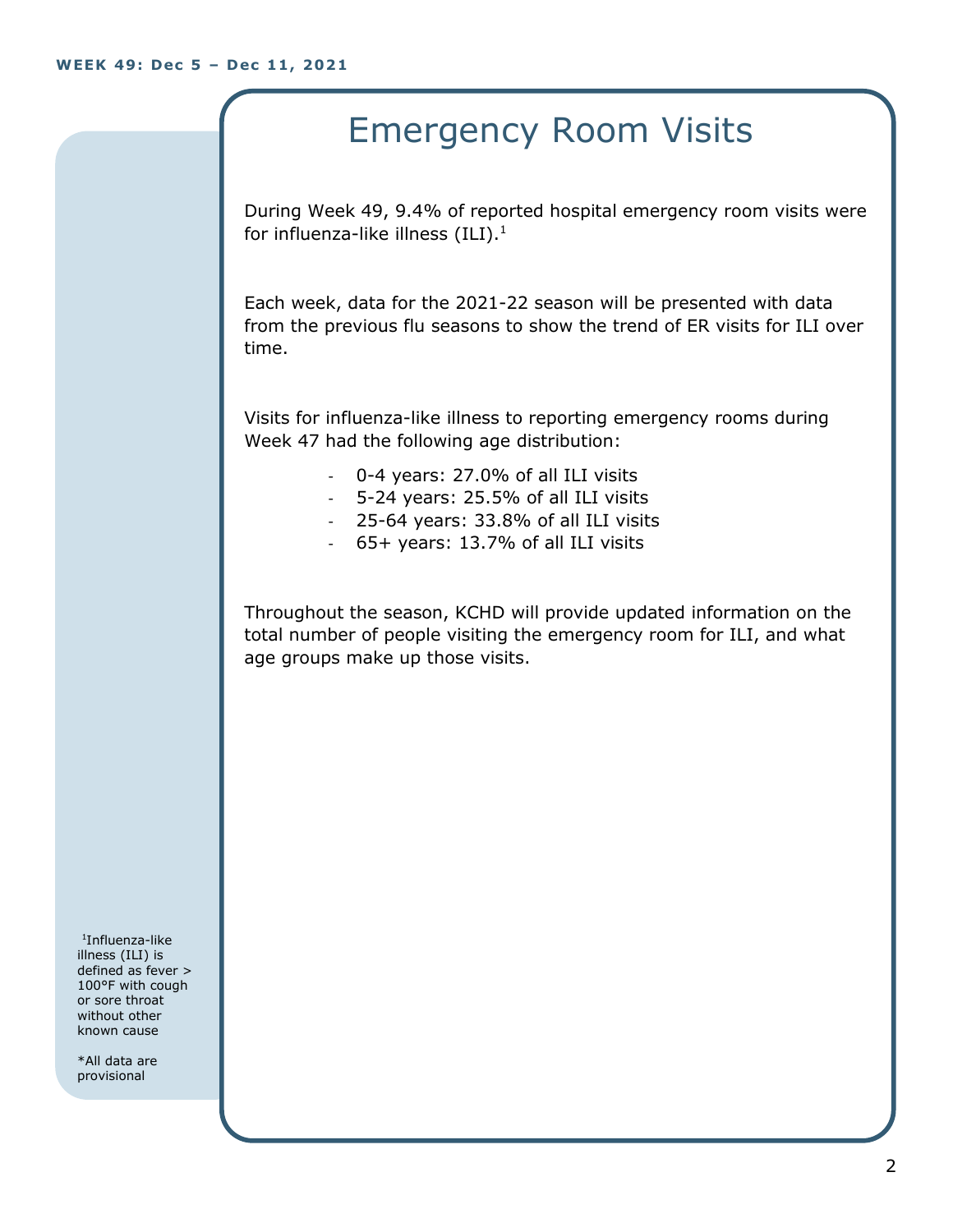# Emergency Room Visits

During Week 49, 9.4% of reported hospital emergency room visits were for influenza-like illness (ILI).[1]

Each week, data for the 2021-22 season will be presented with data from the previous flu seasons to show the trend of ER visits for ILI over time.

Visits for influenza-like illness to reporting emergency rooms during Week 47 had the following age distribution:

- 0-4 years: 27.0% of all ILI visits
- 5-24 years: 25.5% of all ILI visits
- 25-64 years: 33.8% of all ILI visits
- 65+ years: 13.7% of all ILI visits

Throughout the season, KCHD will provide updated information on the total number of people visiting the emergency room for ILI, and what age groups make up those visits.

[1]Influenza-like illness (ILI) is defined as fever > 100°F with cough or sore throat without other known cause

*All data are provisional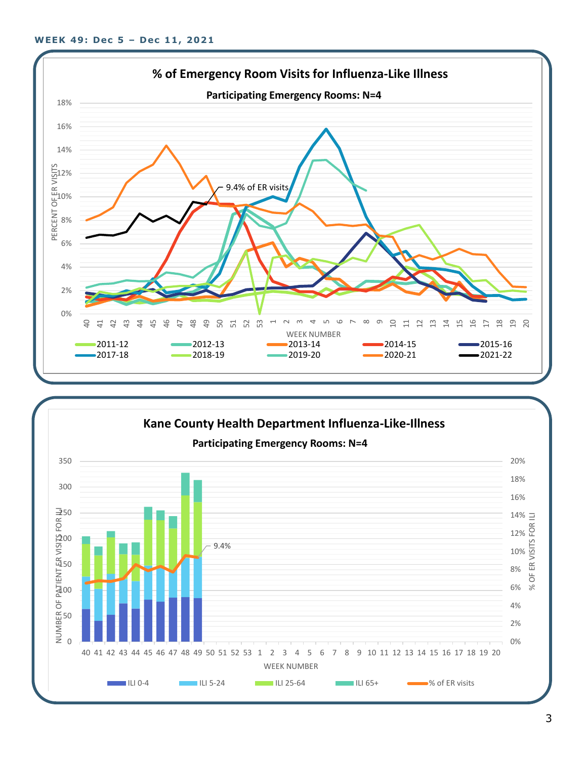**WEEK 49: Dec 5 – Dec 11, 2021**

**% of Emergency Room Visits for Influenza-Like Illness**

**Participating Emergency Rooms: N=4**

PERCENT OF ER VISITS

18%
16%
14%
12%
10%
8%
6%
4%
2%
0%

9.4% of ER visits

40 41 42 43 44 45 46 47 48 49 50 51 52 53 1 2 3 4 5 6 7 8 9 10 11 12 13 14 15 16 17 18 19 20

WEEK NUMBER

2011-12
2012-13
2013-14
2014-15
2015-16
2017-18
2018-19
2019-20
2020-21
2021-22

**Kane County Health Department Influenza-Like-Illness**

**Participating Emergency Rooms: N=4**

NUMBER OF PATIENT ER VISITS FOR ILI

350
300
250
200
150
100
50
0

% OF ER VISITS FOR ILI

20%
18%
16%
14%
12%
10%
8%
6%
4%
2%
0%

9.4%

40 41 42 43 44 45 46 47 48 49 50 51 52 53 1 2 3 4 5 6 7 8 9 10 11 12 13 14 15 16 17 18 19 20

WEEK NUMBER

ILI 0-4
ILI 5-24
ILI 25-64
ILI 65+
% of ER visits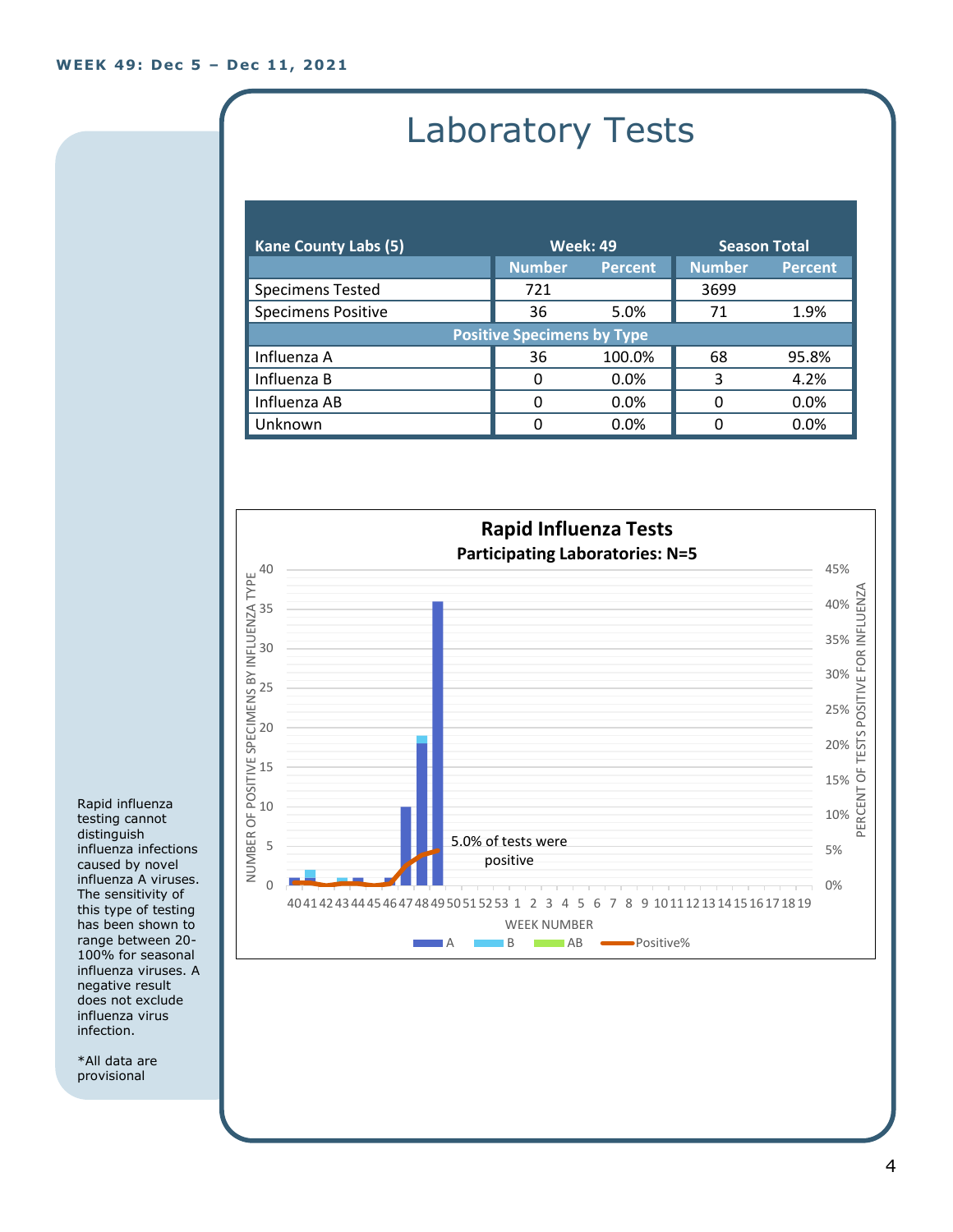WEEK 49: Dec 5 – Dec 11, 2021

# Laboratory Tests

| Kane County Labs (5) | Week: 49 | | Season Total | |
|---|---|---|---|---|
| | Number | Percent | Number | Percent |
| Specimens Tested | 721 | | 3699 | |
| Specimens Positive | 36 | 5.0% | 71 | 1.9% |
| **Positive Specimens by Type** | | | | |
| Influenza A | 36 | 100.0% | 68 | 95.8% |
| Influenza B | 0 | 0.0% | 3 | 4.2% |
| Influenza AB | 0 | 0.0% | 0 | 0.0% |
| Unknown | 0 | 0.0% | 0 | 0.0% |

**Rapid Influenza Tests**

**Participating Laboratories: N=5**

NUMBER OF POSITIVE SPECIMENS BY INFLUENZA TYPE

0 5 10 15 20 25 30 35 40

PERCENT OF TESTS POSITIVE FOR INFLUENZA

0% 5% 10% 15% 20% 25% 30% 35% 40% 45%

5.0% of tests were positive

40 41 42 43 44 45 46 47 48 49 50 51 52 53 1 2 3 4 5 6 7 8 9 10 11 12 13 14 15 16 17 18 19

WEEK NUMBER

A B AB Positive%

Rapid influenza testing cannot distinguish influenza infections caused by novel influenza A viruses. The sensitivity of this type of testing has been shown to range between 20-100% for seasonal influenza viruses. A negative result does not exclude influenza virus infection.

*All data are provisional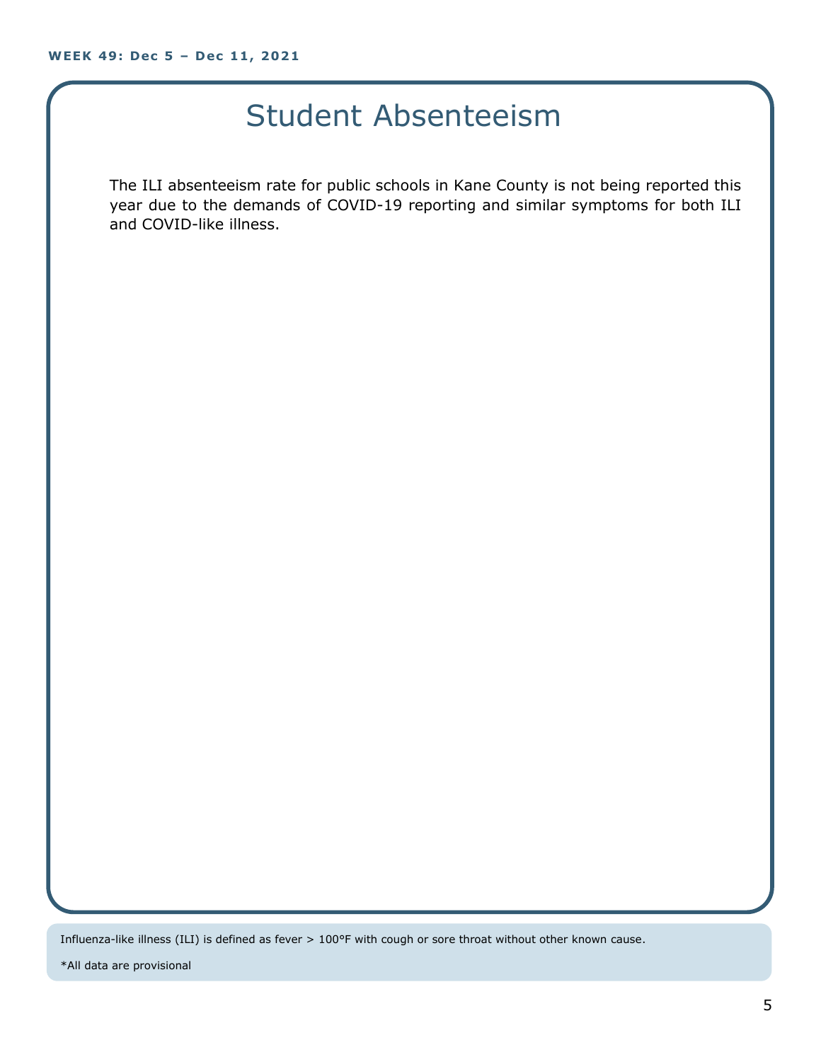# Student Absenteeism

The ILI absenteeism rate for public schools in Kane County is not being reported this year due to the demands of COVID-19 reporting and similar symptoms for both ILI and COVID-like illness.

Influenza-like illness (ILI) is defined as fever > 100°F with cough or sore throat without other known cause.

*All data are provisional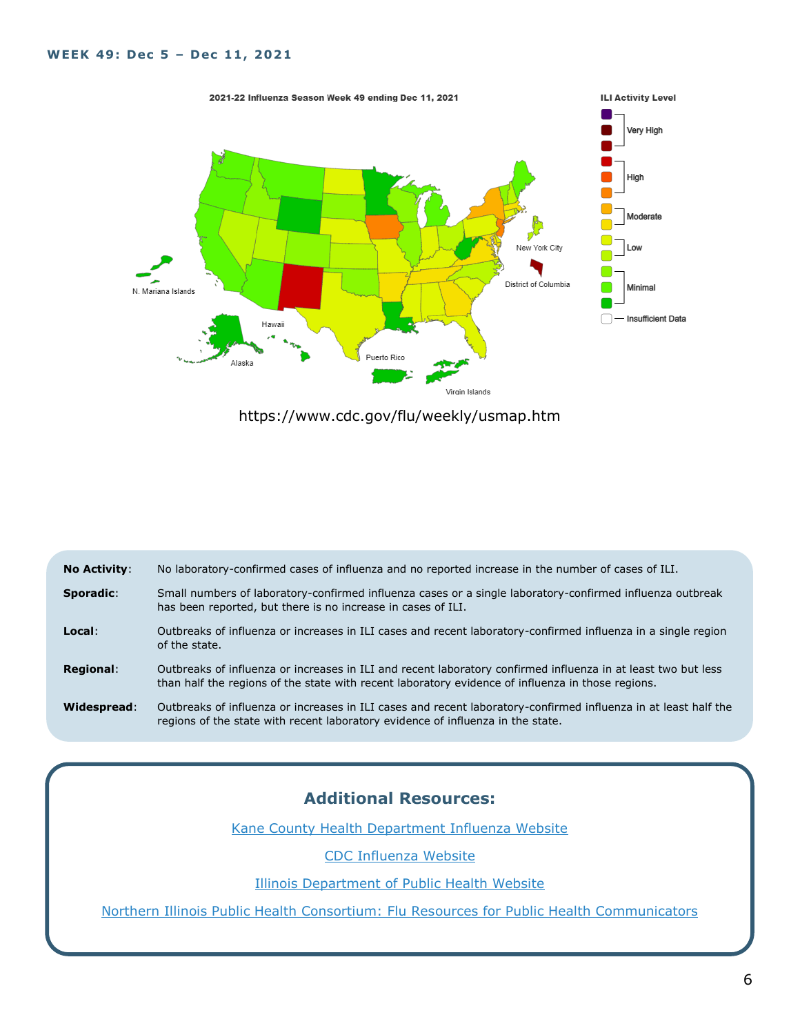**WEEK 49: Dec 5 – Dec 11, 2021**

2021-22 Influenza Season Week 49 ending Dec 11, 2021

ILI Activity Level

Very High

High

Moderate

Low

Minimal

Insufficient Data

N. Mariana Islands

New York City

District of Columbia

Hawaii

Alaska

Puerto Rico

Virgin Islands

https://www.cdc.gov/flu/weekly/usmap.htm

| | |
|---|---|
| **No Activity**: | No laboratory-confirmed cases of influenza and no reported increase in the number of cases of ILI. |
| **Sporadic**: | Small numbers of laboratory-confirmed influenza cases or a single laboratory-confirmed influenza outbreak has been reported, but there is no increase in cases of ILI. |
| **Local**: | Outbreaks of influenza or increases in ILI cases and recent laboratory-confirmed influenza in a single region of the state. |
| **Regional**: | Outbreaks of influenza or increases in ILI and recent laboratory confirmed influenza in at least two but less than half the regions of the state with recent laboratory evidence of influenza in those regions. |
| **Widespread**: | Outbreaks of influenza or increases in ILI cases and recent laboratory-confirmed influenza in at least half the regions of the state with recent laboratory evidence of influenza in the state. |

## Additional Resources:

Kane County Health Department Influenza Website

CDC Influenza Website

Illinois Department of Public Health Website

Northern Illinois Public Health Consortium: Flu Resources for Public Health Communicators